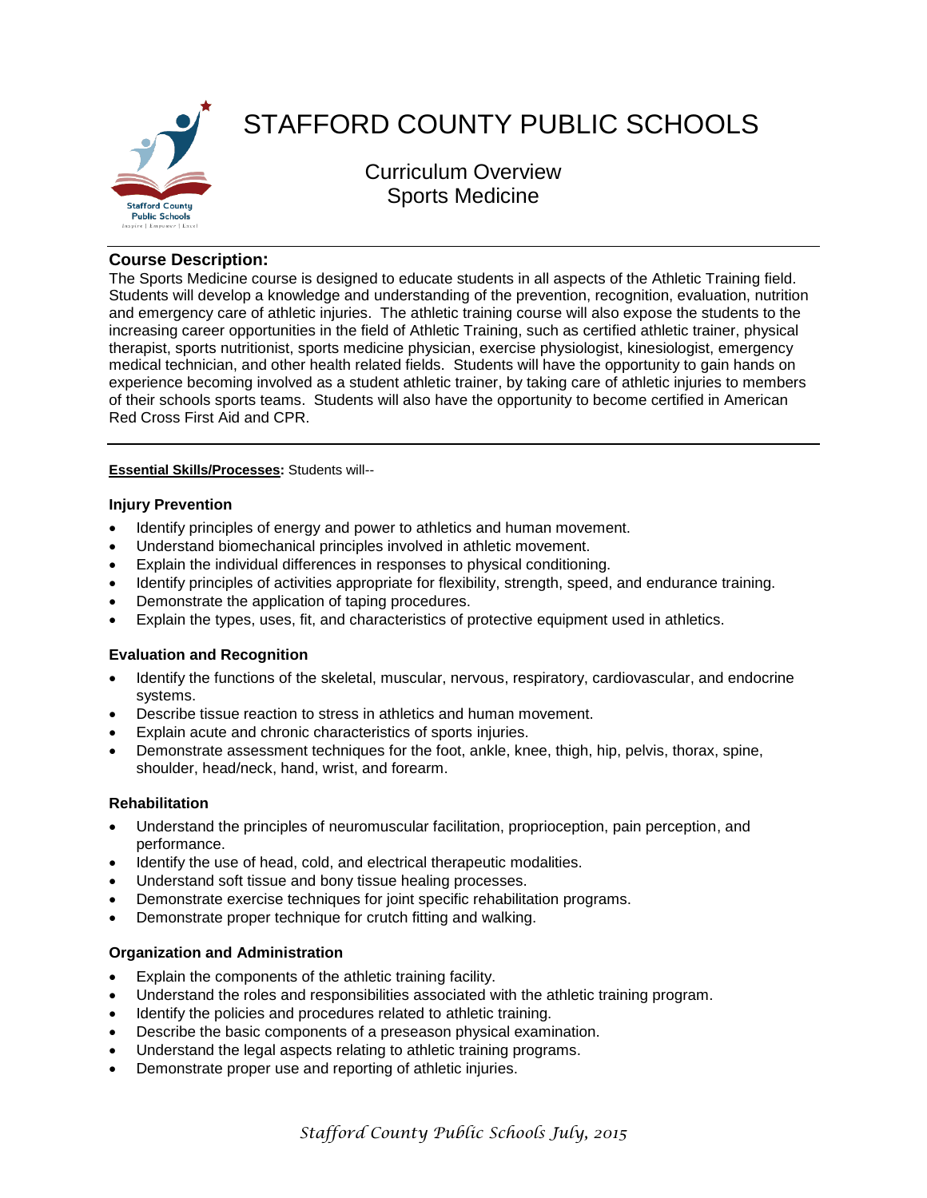# STAFFORD COUNTY PUBLIC SCHOOLS

## Curriculum Overview
## Sports Medicine

### Course Description:

The Sports Medicine course is designed to educate students in all aspects of the Athletic Training field. Students will develop a knowledge and understanding of the prevention, recognition, evaluation, nutrition and emergency care of athletic injuries. The athletic training course will also expose the students to the increasing career opportunities in the field of Athletic Training, such as certified athletic trainer, physical therapist, sports nutritionist, sports medicine physician, exercise physiologist, kinesiologist, emergency medical technician, and other health related fields. Students will have the opportunity to gain hands on experience becoming involved as a student athletic trainer, by taking care of athletic injuries to members of their schools sports teams. Students will also have the opportunity to become certified in American Red Cross First Aid and CPR.

**Essential Skills/Processes:** Students will--

**Injury Prevention**

- Identify principles of energy and power to athletics and human movement.
- Understand biomechanical principles involved in athletic movement.
- Explain the individual differences in responses to physical conditioning.
- Identify principles of activities appropriate for flexibility, strength, speed, and endurance training.
- Demonstrate the application of taping procedures.
- Explain the types, uses, fit, and characteristics of protective equipment used in athletics.

**Evaluation and Recognition**

- Identify the functions of the skeletal, muscular, nervous, respiratory, cardiovascular, and endocrine systems.
- Describe tissue reaction to stress in athletics and human movement.
- Explain acute and chronic characteristics of sports injuries.
- Demonstrate assessment techniques for the foot, ankle, knee, thigh, hip, pelvis, thorax, spine, shoulder, head/neck, hand, wrist, and forearm.

**Rehabilitation**

- Understand the principles of neuromuscular facilitation, proprioception, pain perception, and performance.
- Identify the use of head, cold, and electrical therapeutic modalities.
- Understand soft tissue and bony tissue healing processes.
- Demonstrate exercise techniques for joint specific rehabilitation programs.
- Demonstrate proper technique for crutch fitting and walking.

**Organization and Administration**

- Explain the components of the athletic training facility.
- Understand the roles and responsibilities associated with the athletic training program.
- Identify the policies and procedures related to athletic training.
- Describe the basic components of a preseason physical examination.
- Understand the legal aspects relating to athletic training programs.
- Demonstrate proper use and reporting of athletic injuries.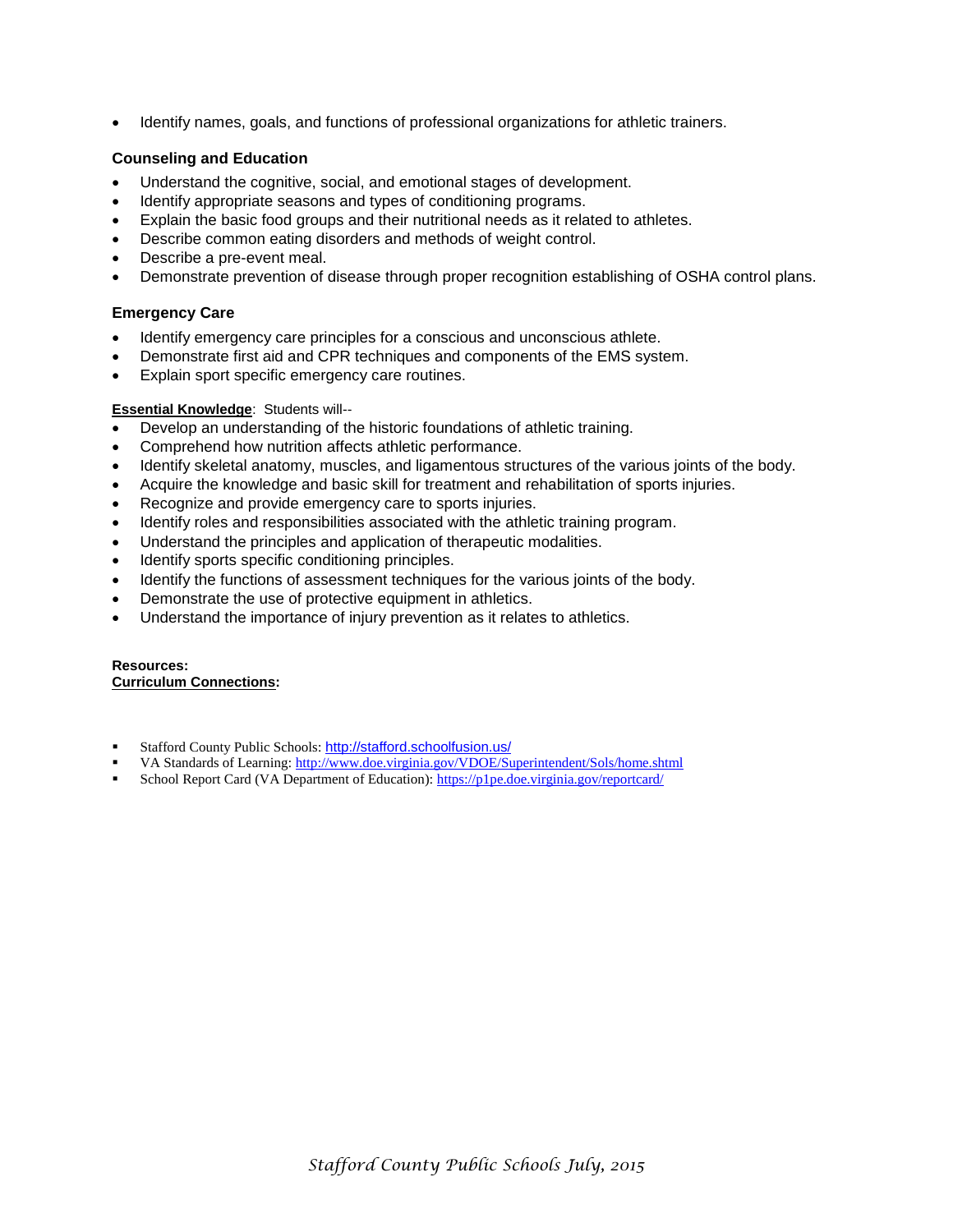- Identify names, goals, and functions of professional organizations for athletic trainers.

### Counseling and Education

- Understand the cognitive, social, and emotional stages of development.
- Identify appropriate seasons and types of conditioning programs.
- Explain the basic food groups and their nutritional needs as it related to athletes.
- Describe common eating disorders and methods of weight control.
- Describe a pre-event meal.
- Demonstrate prevention of disease through proper recognition establishing of OSHA control plans.

### Emergency Care

- Identify emergency care principles for a conscious and unconscious athlete.
- Demonstrate first aid and CPR techniques and components of the EMS system.
- Explain sport specific emergency care routines.

**Essential Knowledge**: Students will--

- Develop an understanding of the historic foundations of athletic training.
- Comprehend how nutrition affects athletic performance.
- Identify skeletal anatomy, muscles, and ligamentous structures of the various joints of the body.
- Acquire the knowledge and basic skill for treatment and rehabilitation of sports injuries.
- Recognize and provide emergency care to sports injuries.
- Identify roles and responsibilities associated with the athletic training program.
- Understand the principles and application of therapeutic modalities.
- Identify sports specific conditioning principles.
- Identify the functions of assessment techniques for the various joints of the body.
- Demonstrate the use of protective equipment in athletics.
- Understand the importance of injury prevention as it relates to athletics.

**Resources:**
**Curriculum Connections:**

- Stafford County Public Schools: http://stafford.schoolfusion.us/
- VA Standards of Learning: http://www.doe.virginia.gov/VDOE/Superintendent/Sols/home.shtml
- School Report Card (VA Department of Education): https://p1pe.doe.virginia.gov/reportcard/